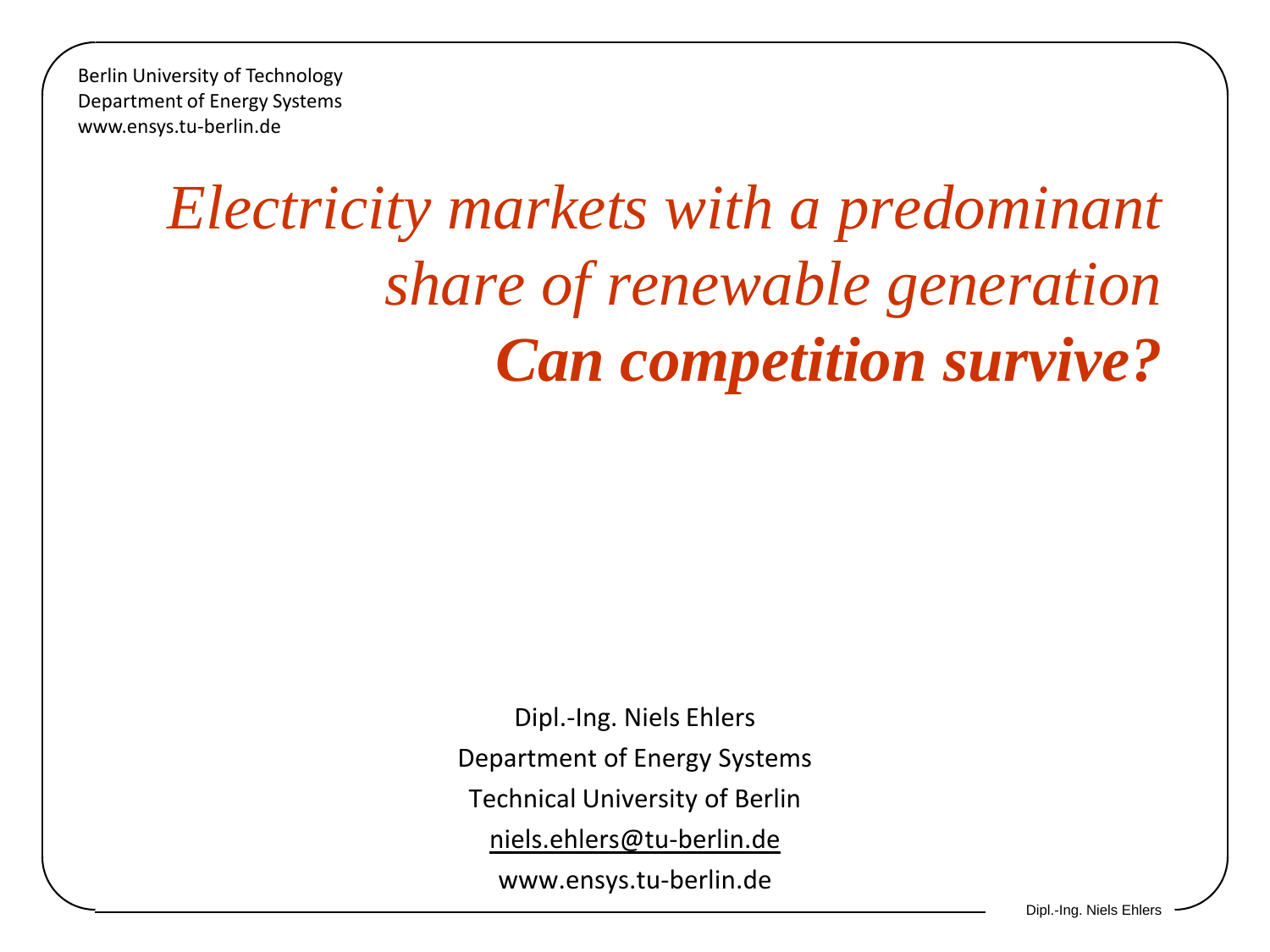Berlin University of Technology
Department of Energy Systems
www.ensys.tu-berlin.de

# *Electricity markets with a predominant share of renewable generation*
# ***Can competition survive?***

Dipl.-Ing. Niels Ehlers

Department of Energy Systems

Technical University of Berlin

niels.ehlers@tu-berlin.de

www.ensys.tu-berlin.de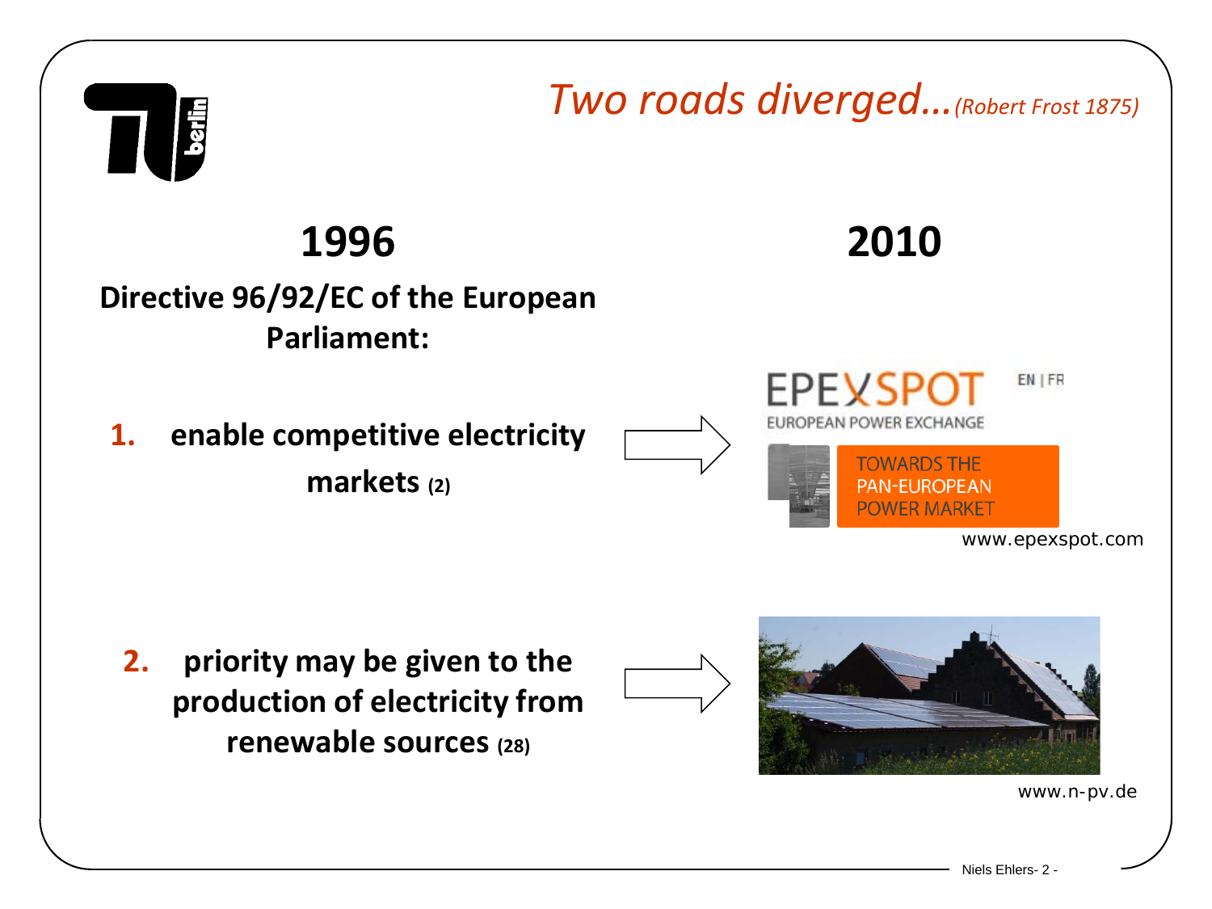# *Two roads diverged…* *(Robert Frost 1875)*

## 1996

**Directive 96/92/EC of the European Parliament:**

1. **enable competitive electricity markets (2)**
2. **priority may be given to the production of electricity from renewable sources (28)**

## 2010

EPEXSPOT
EUROPEAN POWER EXCHANGE
TOWARDS THE PAN-EUROPEAN POWER MARKET

www.epexspot.com

www.n-pv.de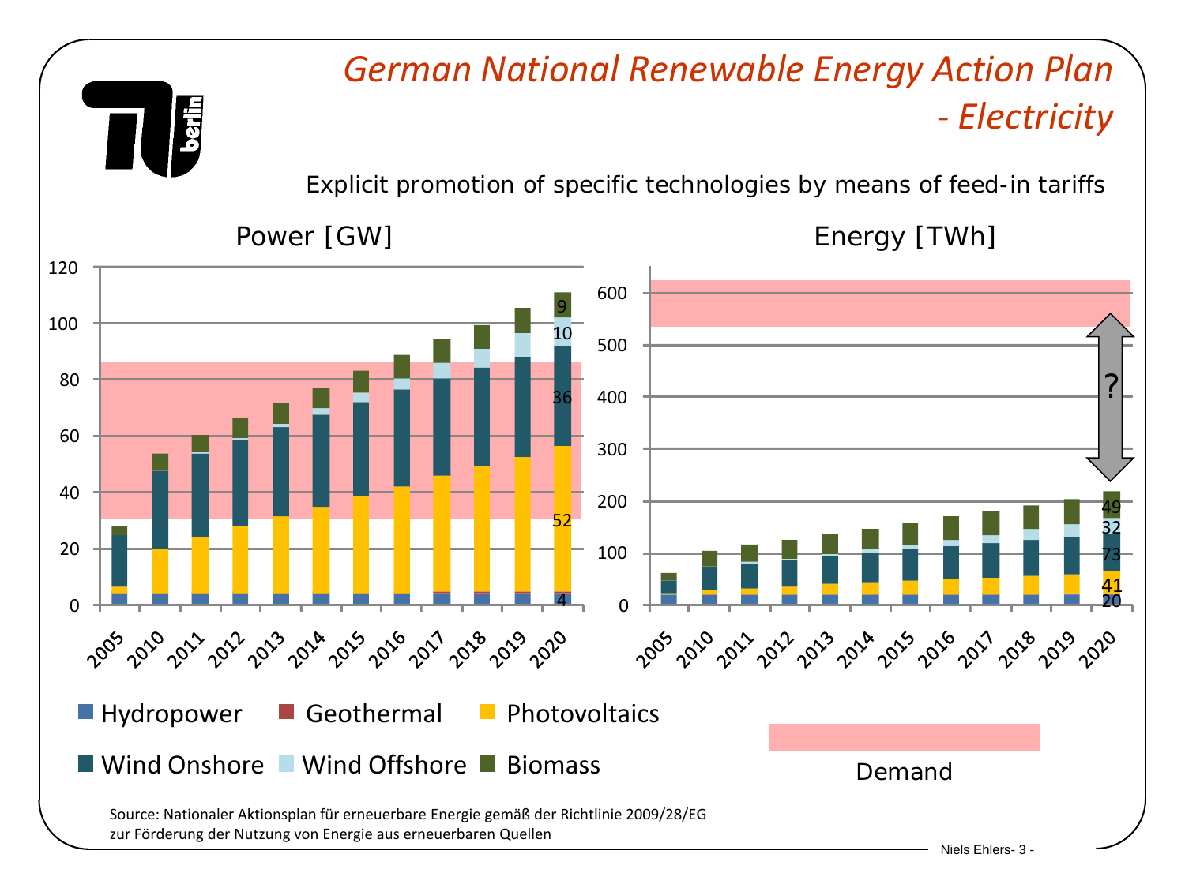# German National Renewable Energy Action Plan - Electricity

Explicit promotion of specific technologies by means of feed-in tariffs

**Power [GW]**

**Energy [TWh]**

Legend: Hydropower, Geothermal, Photovoltaics, Wind Onshore, Wind Offshore, Biomass, Demand

2020 values — Power [GW]: Hydropower 4, Photovoltaics 52, Wind Onshore 36, Wind Offshore 10, Biomass 9

2020 values — Energy [TWh]: Hydropower 20, Photovoltaics 41, Wind Onshore 73, Wind Offshore 32, Biomass 49

?

Source: Nationaler Aktionsplan für erneuerbare Energie gemäß der Richtlinie 2009/28/EG zur Förderung der Nutzung von Energie aus erneuerbaren Quellen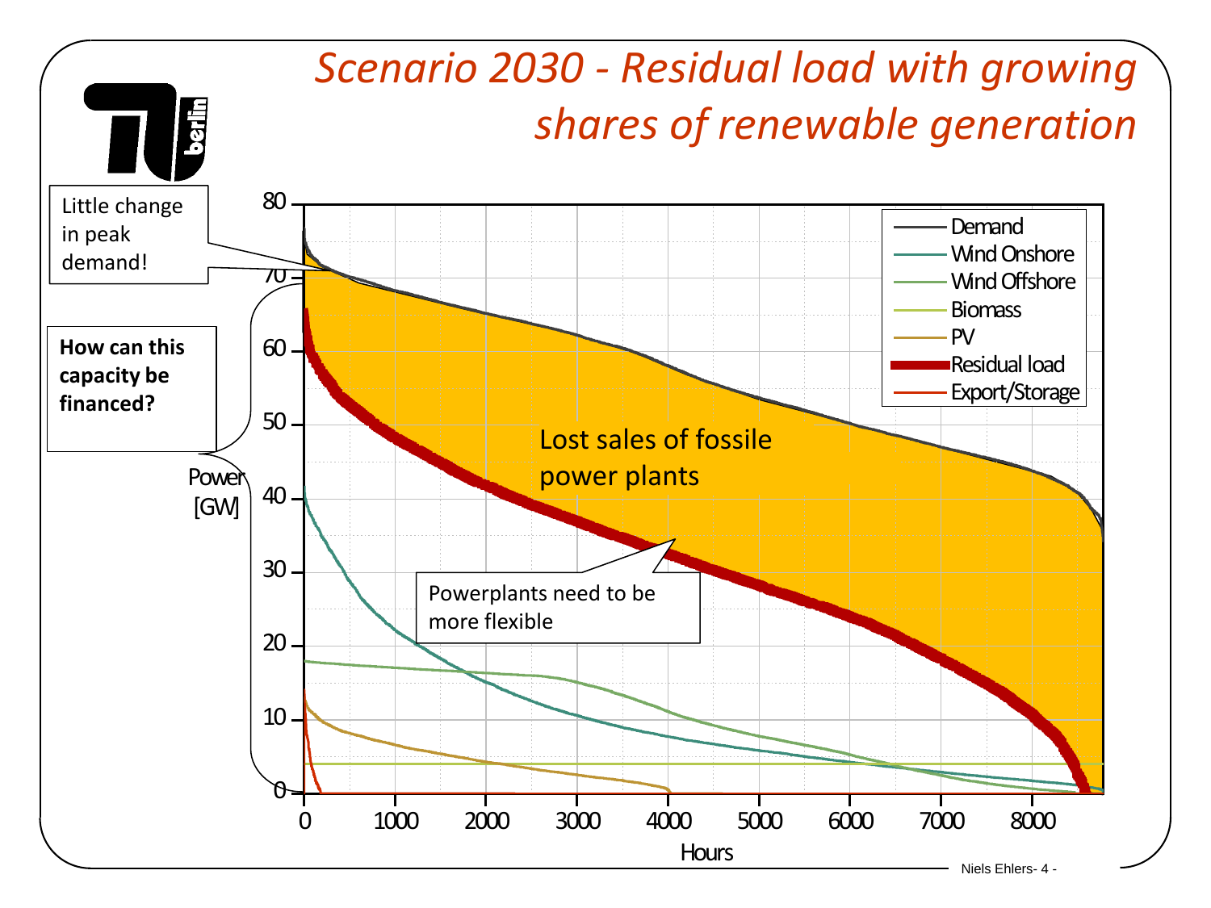# *Scenario 2030 - Residual load with growing shares of renewable generation*

Little change in peak demand!

**How can this capacity be financed?**

Power [GW]

Lost sales of fossile power plants

Powerplants need to be more flexible

Hours

Demand
Wind Onshore
Wind Offshore
Biomass
PV
Residual load
Export/Storage

0, 10, 20, 30, 40, 50, 60, 70, 80

0, 1000, 2000, 3000, 4000, 5000, 6000, 7000, 8000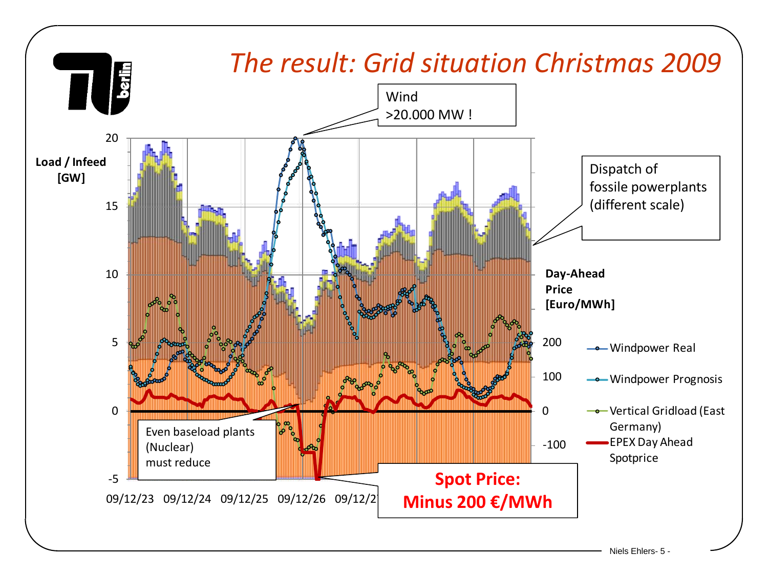# The result: Grid situation Christmas 2009

Wind >20.000 MW !

Dispatch of fossile powerplants (different scale)

Load / Infeed [GW]

Day-Ahead Price [Euro/MWh]

- Windpower Real
- Windpower Prognosis
- Vertical Gridload (East Germany)
- EPEX Day Ahead Spotprice

Even baseload plants (Nuclear) must reduce

**Spot Price: Minus 200 €/MWh**

09/12/23 09/12/24 09/12/25 09/12/26 09/12/27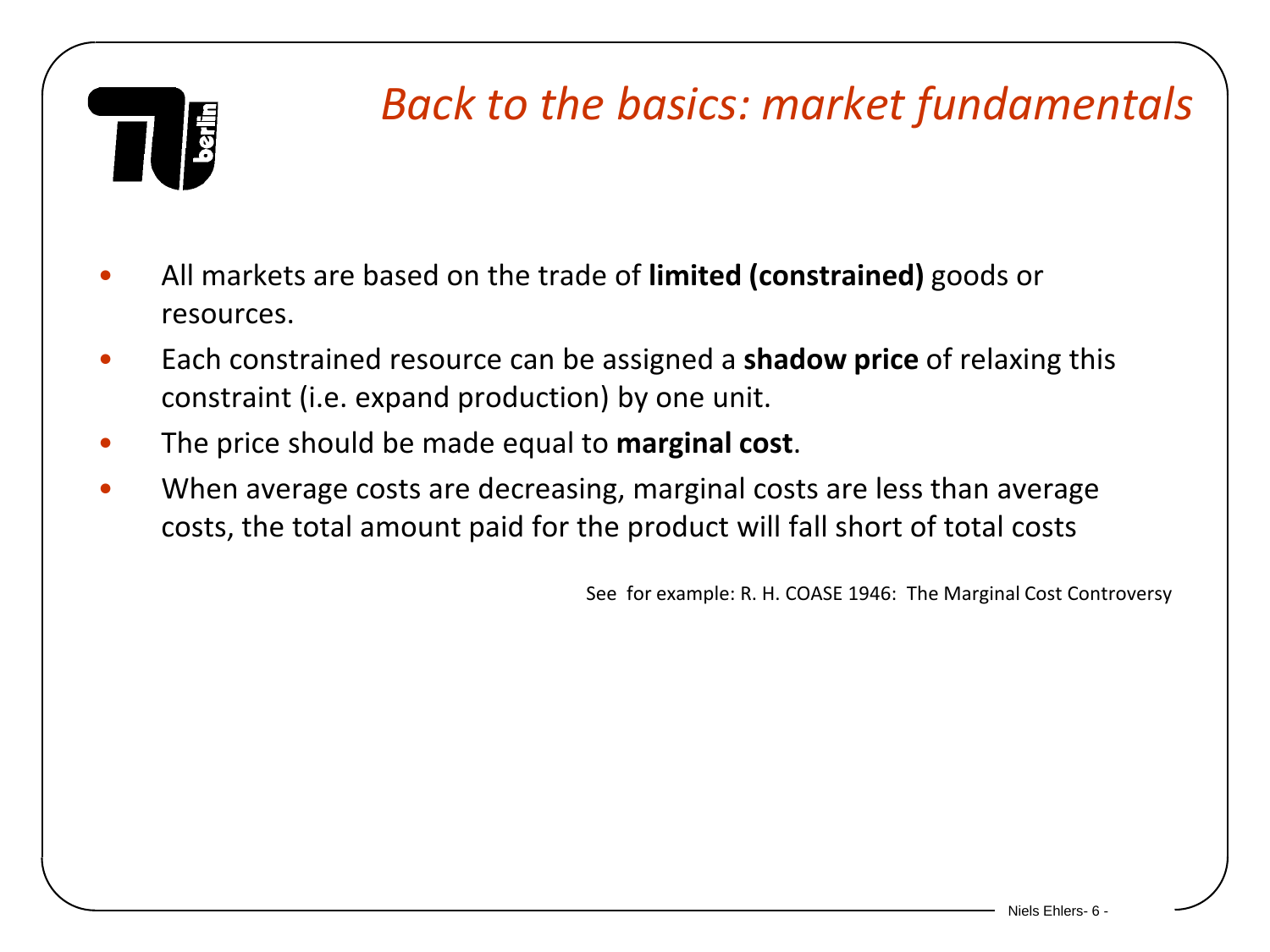# *Back to the basics: market fundamentals*

- All markets are based on the trade of **limited (constrained)** goods or resources.
- Each constrained resource can be assigned a **shadow price** of relaxing this constraint (i.e. expand production) by one unit.
- The price should be made equal to **marginal cost**.
- When average costs are decreasing, marginal costs are less than average costs, the total amount paid for the product will fall short of total costs

See for example: R. H. COASE 1946: The Marginal Cost Controversy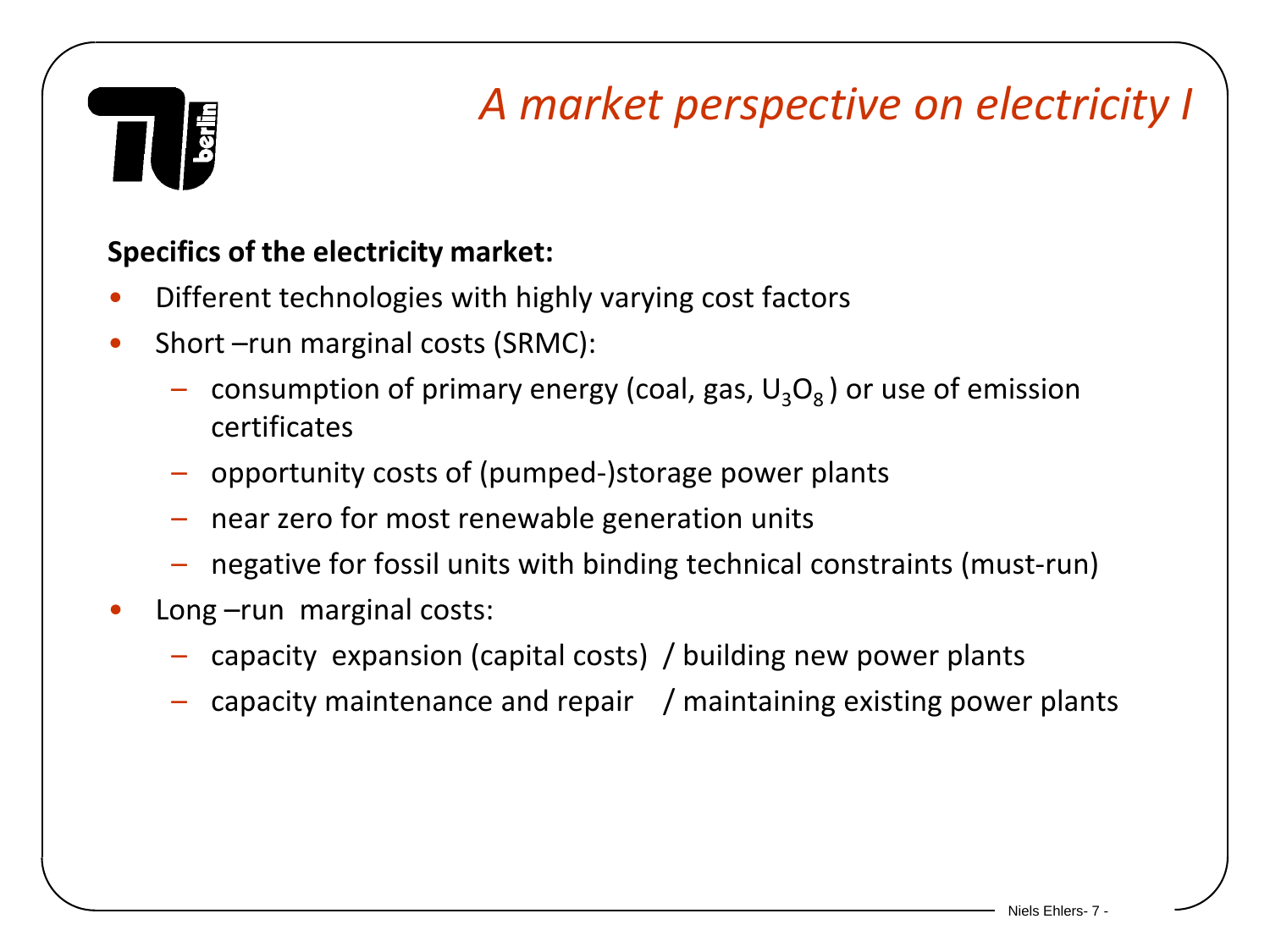# *A market perspective on electricity I*

**Specifics of the electricity market:**

- Different technologies with highly varying cost factors
- Short –run marginal costs (SRMC):
  - consumption of primary energy (coal, gas, $U_3O_8$ ) or use of emission certificates
  - opportunity costs of (pumped-)storage power plants
  - near zero for most renewable generation units
  - negative for fossil units with binding technical constraints (must-run)
- Long –run marginal costs:
  - capacity expansion (capital costs) / building new power plants
  - capacity maintenance and repair / maintaining existing power plants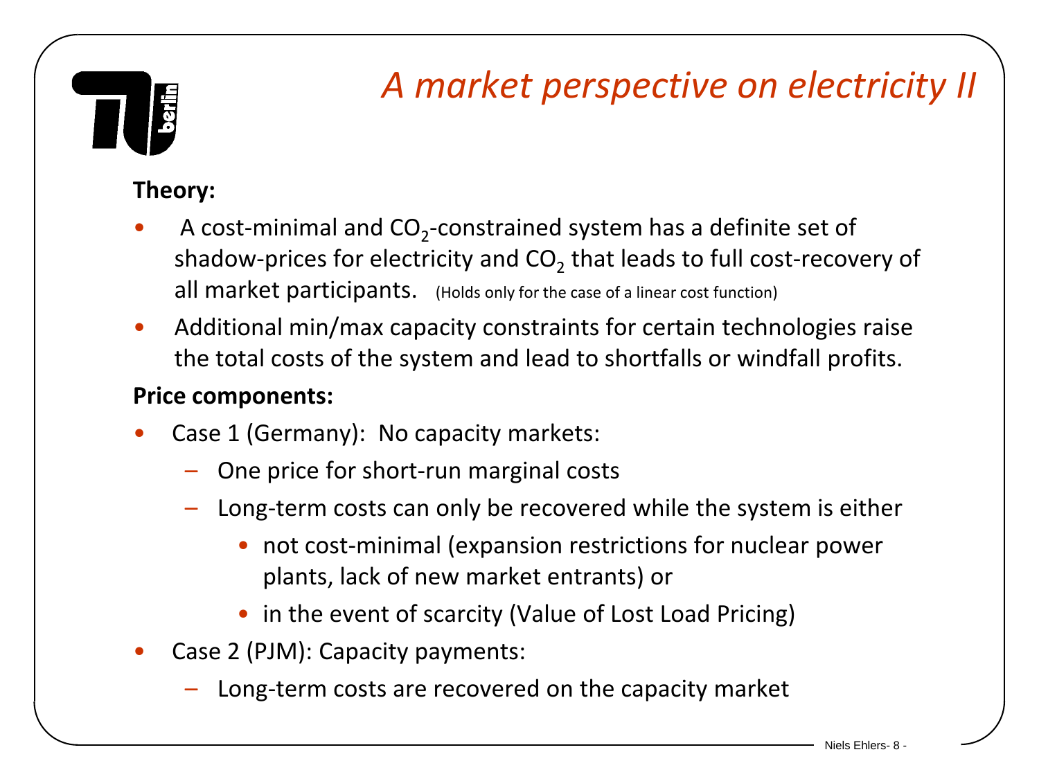# *A market perspective on electricity II*

**Theory:**

- A cost-minimal and $CO_2$-constrained system has a definite set of shadow-prices for electricity and $CO_2$ that leads to full cost-recovery of all market participants. (Holds only for the case of a linear cost function)
- Additional min/max capacity constraints for certain technologies raise the total costs of the system and lead to shortfalls or windfall profits.

**Price components:**

- Case 1 (Germany): No capacity markets:
  - One price for short-run marginal costs
  - Long-term costs can only be recovered while the system is either
    - not cost-minimal (expansion restrictions for nuclear power plants, lack of new market entrants) or
    - in the event of scarcity (Value of Lost Load Pricing)
- Case 2 (PJM): Capacity payments:
  - Long-term costs are recovered on the capacity market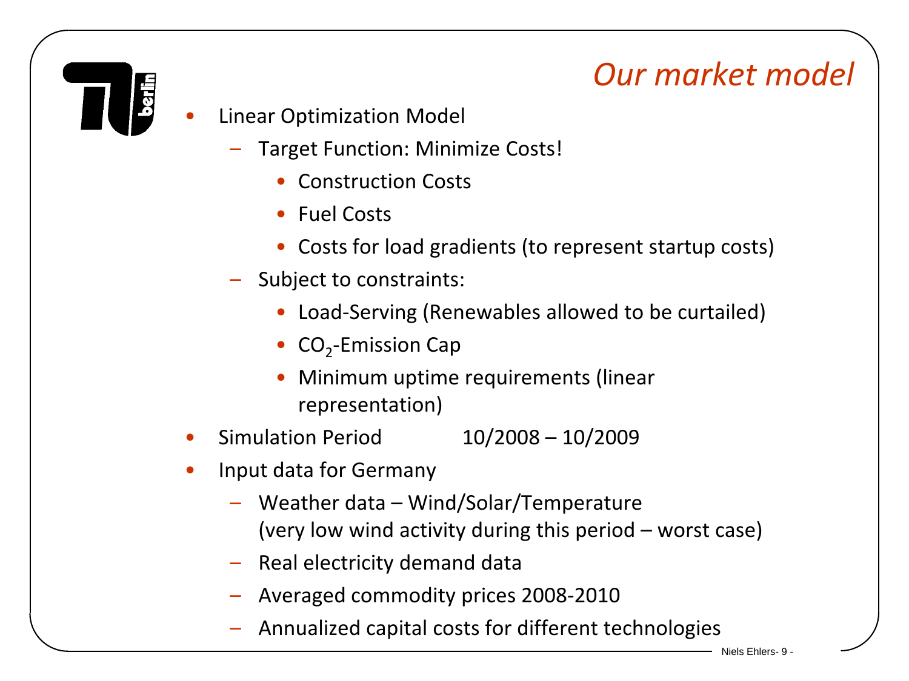# Our market model

- Linear Optimization Model
  - Target Function: Minimize Costs!
    - Construction Costs
    - Fuel Costs
    - Costs for load gradients (to represent startup costs)
  - Subject to constraints:
    - Load-Serving (Renewables allowed to be curtailed)
    - $CO_2$-Emission Cap
    - Minimum uptime requirements (linear representation)
- Simulation Period 10/2008 – 10/2009
- Input data for Germany
  - Weather data – Wind/Solar/Temperature (very low wind activity during this period – worst case)
  - Real electricity demand data
  - Averaged commodity prices 2008-2010
  - Annualized capital costs for different technologies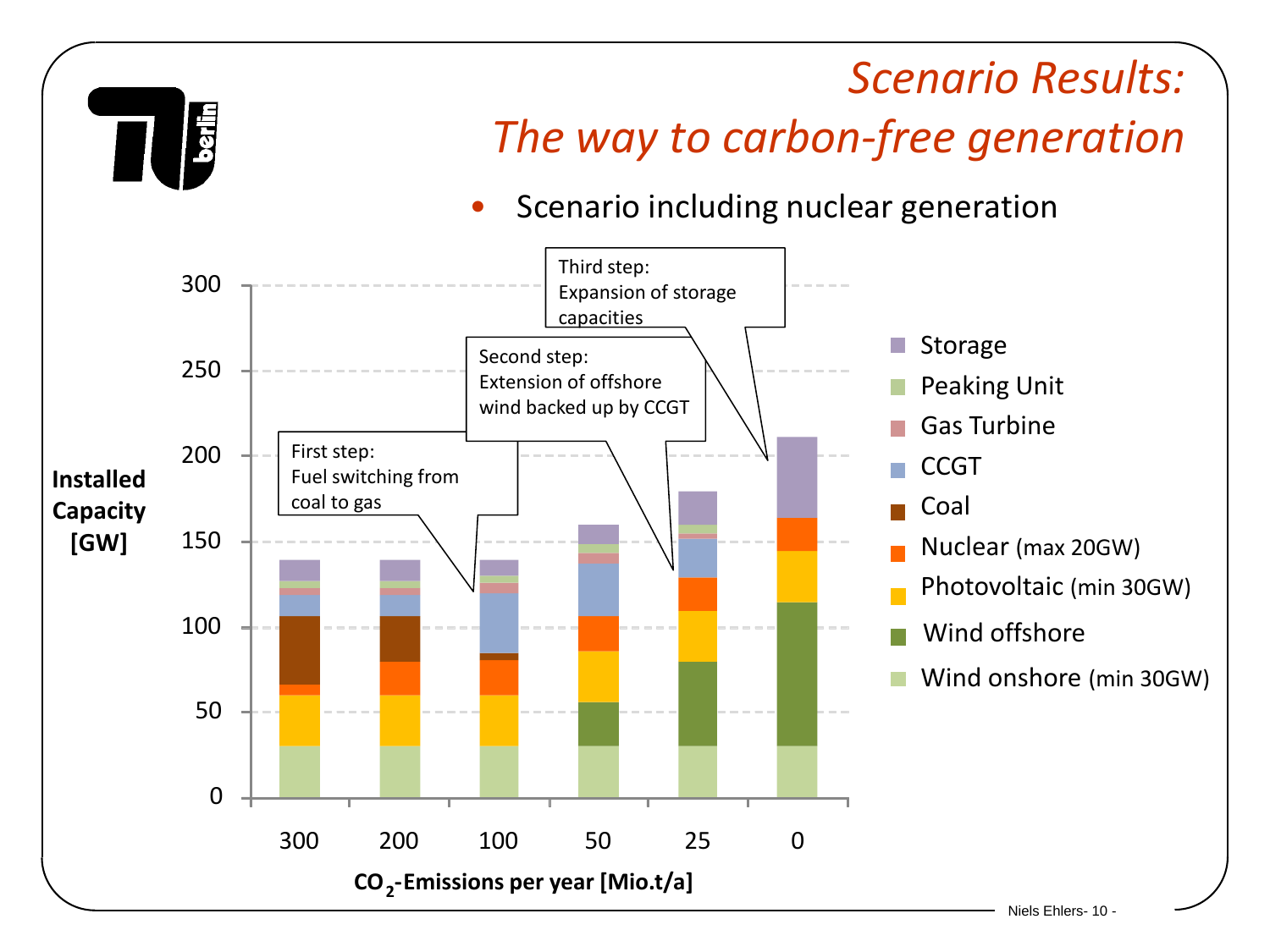# Scenario Results: The way to carbon-free generation

- Scenario including nuclear generation

Installed Capacity [GW]

First step: Fuel switching from coal to gas

Second step: Extension of offshore wind backed up by CCGT

Third step: Expansion of storage capacities

Legend: Storage, Peaking Unit, Gas Turbine, CCGT, Coal, Nuclear (max 20GW), Photovoltaic (min 30GW), Wind offshore, Wind onshore (min 30GW)

$CO_2$-Emissions per year [Mio.t/a]: 300, 200, 100, 50, 25, 0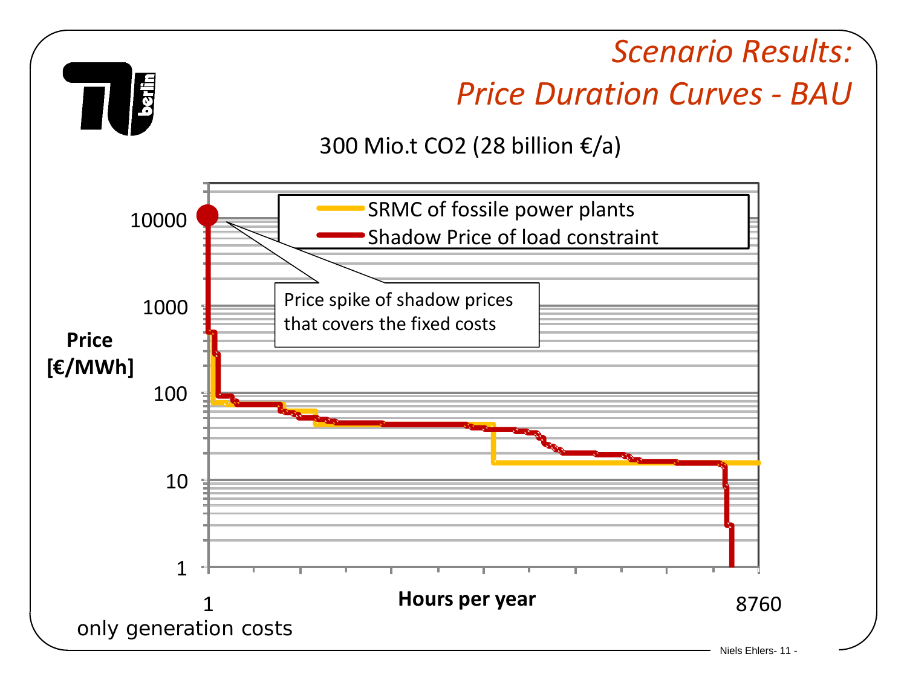# Scenario Results: Price Duration Curves - BAU

300 Mio.t $CO_2$ (28 billion €/a)

Price [€/MWh]

10000

1000

100

10

1

- SRMC of fossile power plants
- Shadow Price of load constraint

Price spike of shadow prices that covers the fixed costs

1 — Hours per year — 8760

only generation costs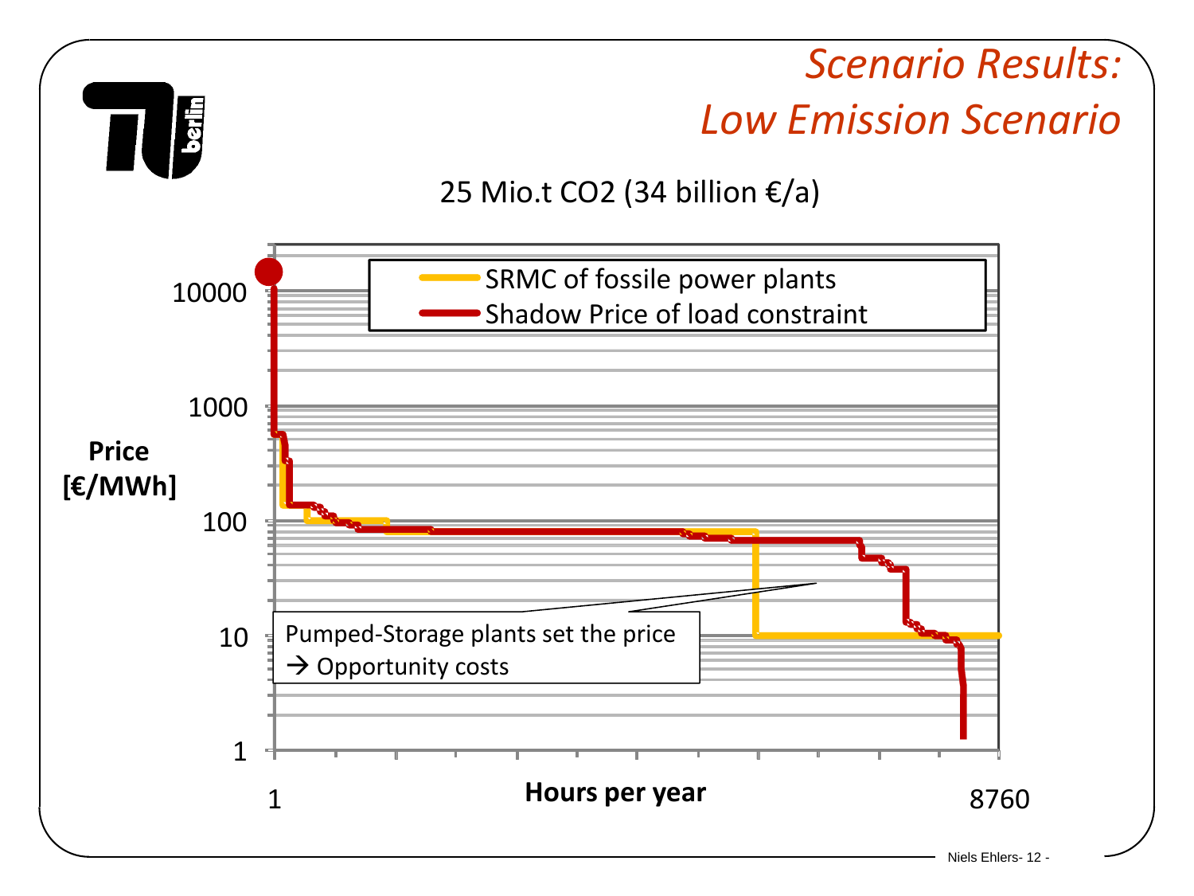# *Scenario Results: Low Emission Scenario*

25 Mio.t CO2 (34 billion €/a)

Price [€/MWh]

10000

1000

100

10

1

SRMC of fossile power plants

Shadow Price of load constraint

Pumped-Storage plants set the price
→ Opportunity costs

1 **Hours per year** 8760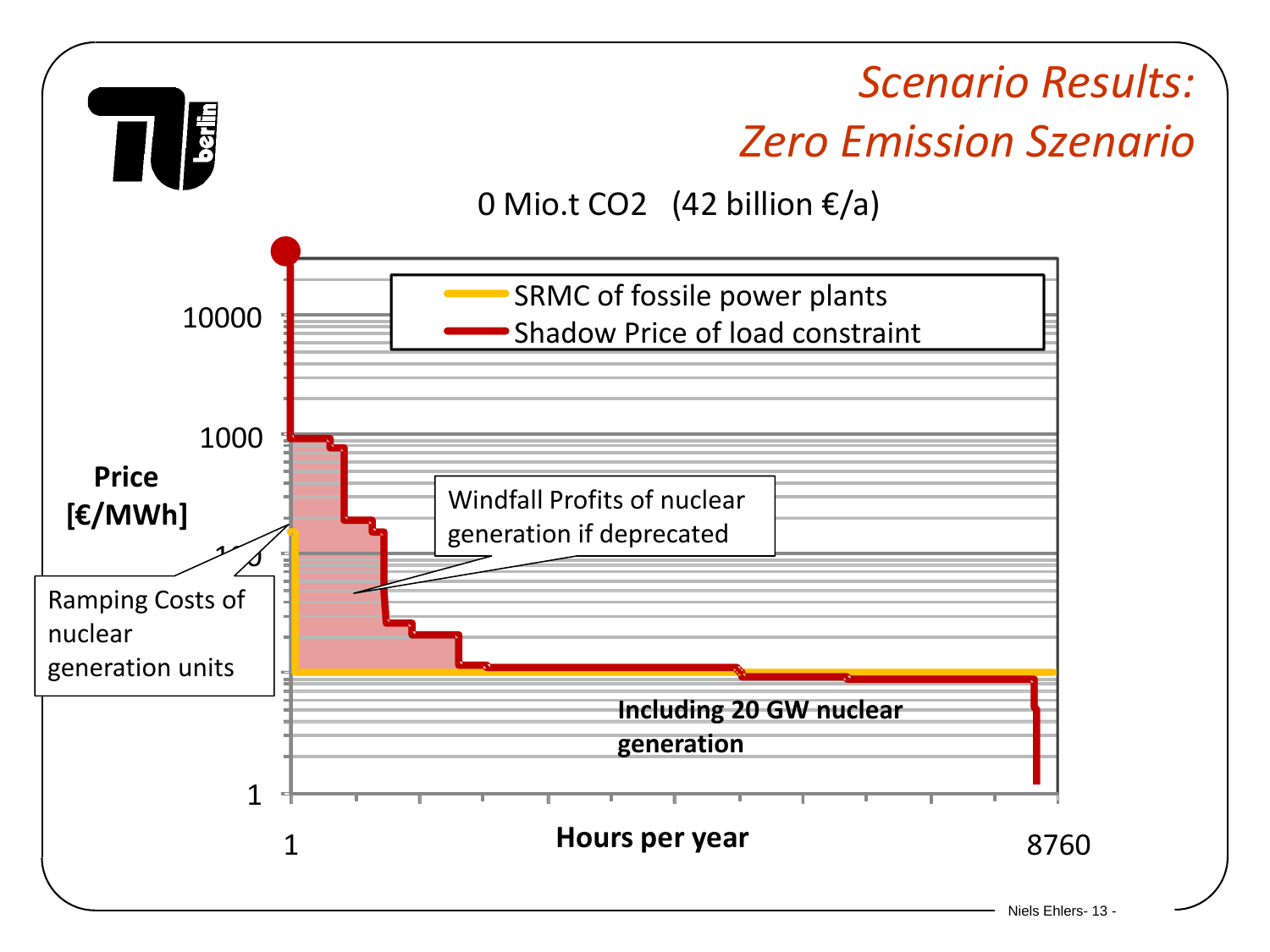# *Scenario Results: Zero Emission Szenario*

0 Mio.t $CO_2$ (42 billion €/a)

- SRMC of fossile power plants
- Shadow Price of load constraint

Price [€/MWh]

10000

1000

1

Windfall Profits of nuclear generation if deprecated

Ramping Costs of nuclear generation units

**Including 20 GW nuclear generation**

**Hours per year**

1

8760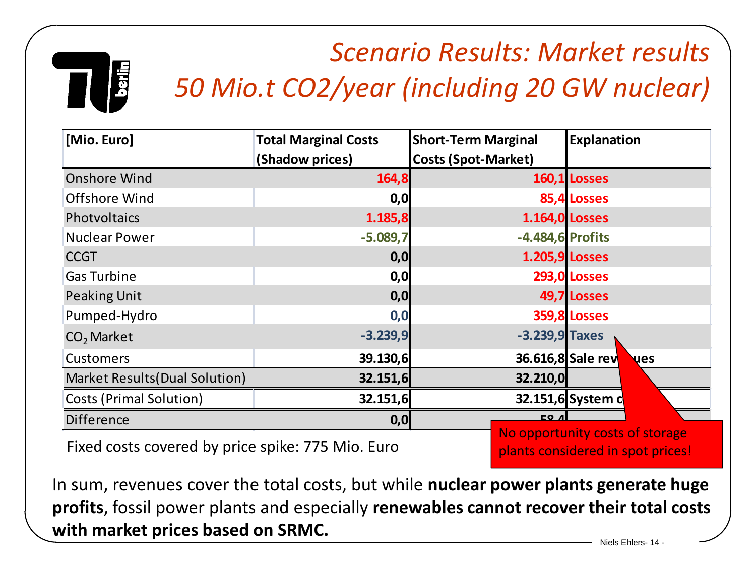# Scenario Results: Market results 50 Mio.t $CO_2$/year (including 20 GW nuclear)

| [Mio. Euro] | Total Marginal Costs (Shadow prices) | Short-Term Marginal Costs (Spot-Market) | Explanation |
|---|---|---|---|
| Onshore Wind | 164,8 | 160,1 | Losses |
| Offshore Wind | 0,0 | 85,4 | Losses |
| Photvoltaics | 1.185,8 | 1.164,0 | Losses |
| Nuclear Power | -5.089,7 | -4.484,6 | Profits |
| CCGT | 0,0 | 1.205,9 | Losses |
| Gas Turbine | 0,0 | 293,0 | Losses |
| Peaking Unit | 0,0 | 49,7 | Losses |
| Pumped-Hydro | 0,0 | 359,8 | Losses |
| $CO_2$ Market | -3.239,9 | -3.239,9 | Taxes |
| Customers | 39.130,6 | 36.616,8 | Sale revenues |
| Market Results(Dual Solution) | 32.151,6 | 32.210,0 | |
| Costs (Primal Solution) | 32.151,6 | 32.151,6 | System costs |
| Difference | 0,0 | 58,4 | |

Fixed costs covered by price spike: 775 Mio. Euro

No opportunity costs of storage plants considered in spot prices!

In sum, revenues cover the total costs, but while **nuclear power plants generate huge profits**, fossil power plants and especially **renewables cannot recover their total costs with market prices based on SRMC.**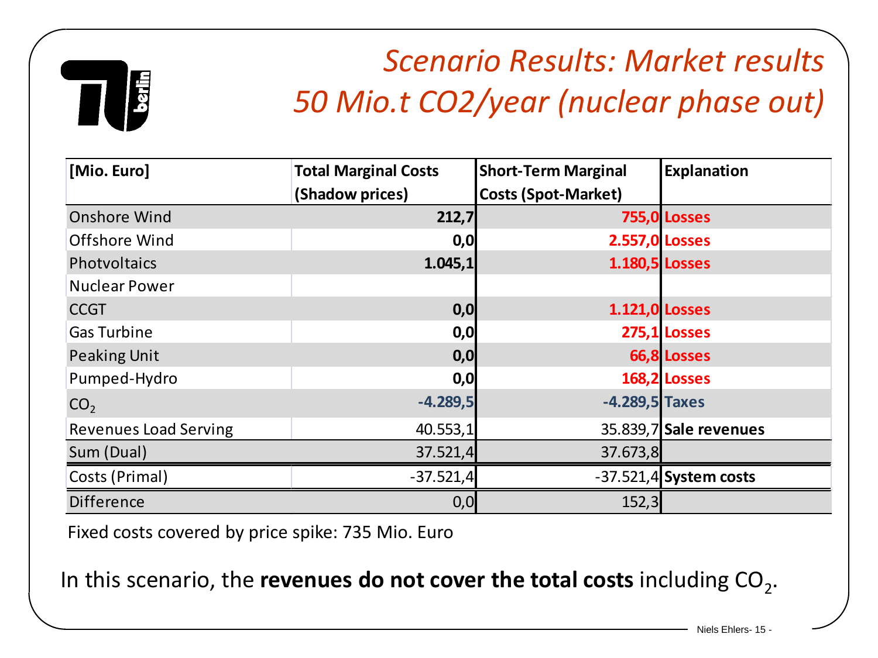# *Scenario Results: Market results 50 Mio.t CO2/year (nuclear phase out)*

| [Mio. Euro] | Total Marginal Costs (Shadow prices) | Short-Term Marginal Costs (Spot-Market) | Explanation |
|---|---|---|---|
| Onshore Wind | **212,7** | **755,0** | **Losses** |
| Offshore Wind | **0,0** | **2.557,0** | **Losses** |
| Photvoltaics | **1.045,1** | **1.180,5** | **Losses** |
| Nuclear Power | | | |
| CCGT | **0,0** | **1.121,0** | **Losses** |
| Gas Turbine | **0,0** | **275,1** | **Losses** |
| Peaking Unit | **0,0** | **66,8** | **Losses** |
| Pumped-Hydro | **0,0** | **168,2** | **Losses** |
| $CO_2$ | **-4.289,5** | **-4.289,5** | **Taxes** |
| Revenues Load Serving | 40.553,1 | 35.839,7 | **Sale revenues** |
| Sum (Dual) | 37.521,4 | 37.673,8 | |
| Costs (Primal) | -37.521,4 | -37.521,4 | **System costs** |
| Difference | 0,0 | 152,3 | |

Fixed costs covered by price spike: 735 Mio. Euro

In this scenario, the **revenues do not cover the total costs** including $CO_2$.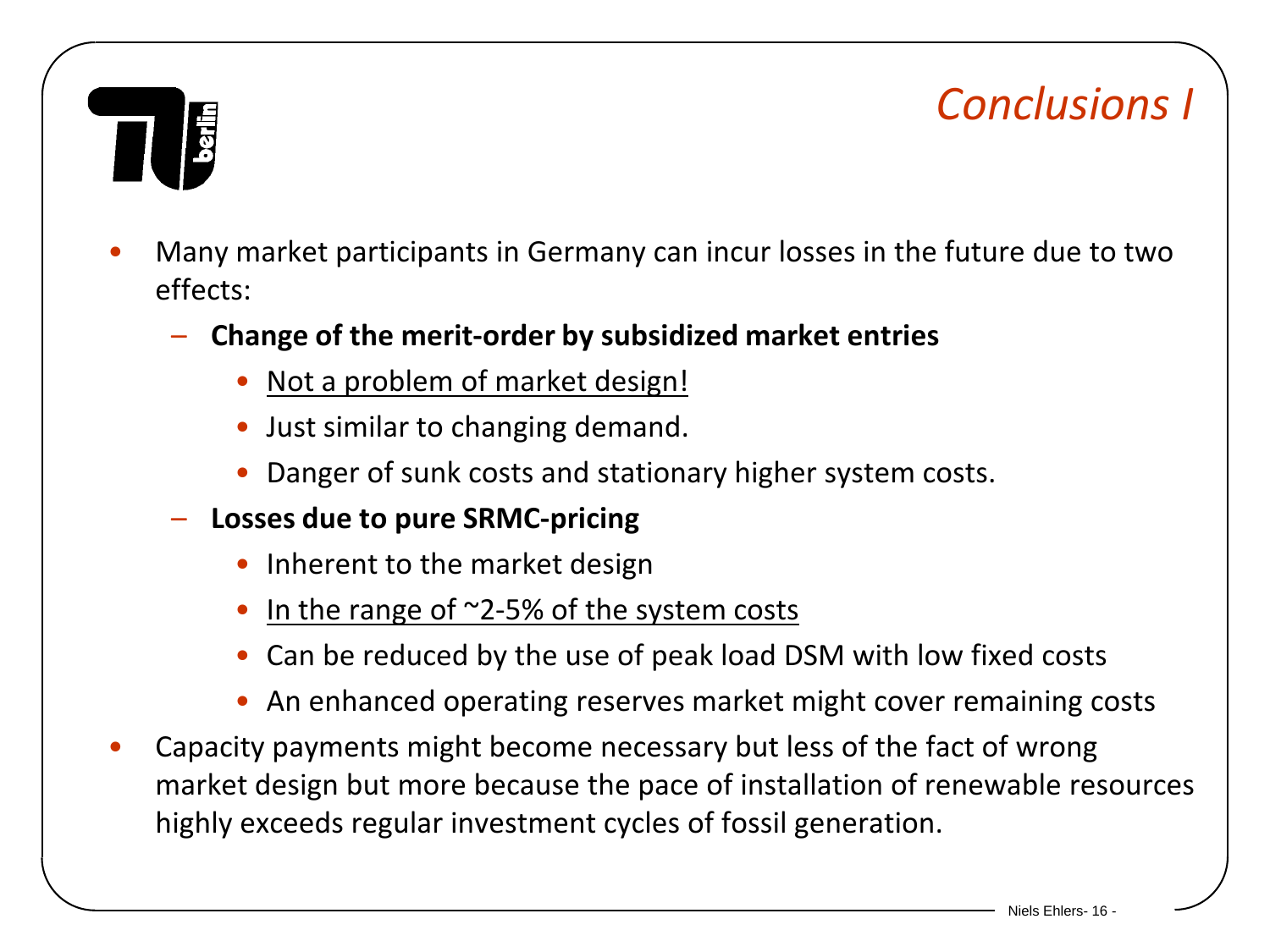# *Conclusions I*

- Many market participants in Germany can incur losses in the future due to two effects:
  - **Change of the merit-order by subsidized market entries**
    - <u>Not a problem of market design!</u>
    - Just similar to changing demand.
    - Danger of sunk costs and stationary higher system costs.
  - **Losses due to pure SRMC-pricing**
    - Inherent to the market design
    - <u>In the range of ~2-5% of the system costs</u>
    - Can be reduced by the use of peak load DSM with low fixed costs
    - An enhanced operating reserves market might cover remaining costs
- Capacity payments might become necessary but less of the fact of wrong market design but more because the pace of installation of renewable resources highly exceeds regular investment cycles of fossil generation.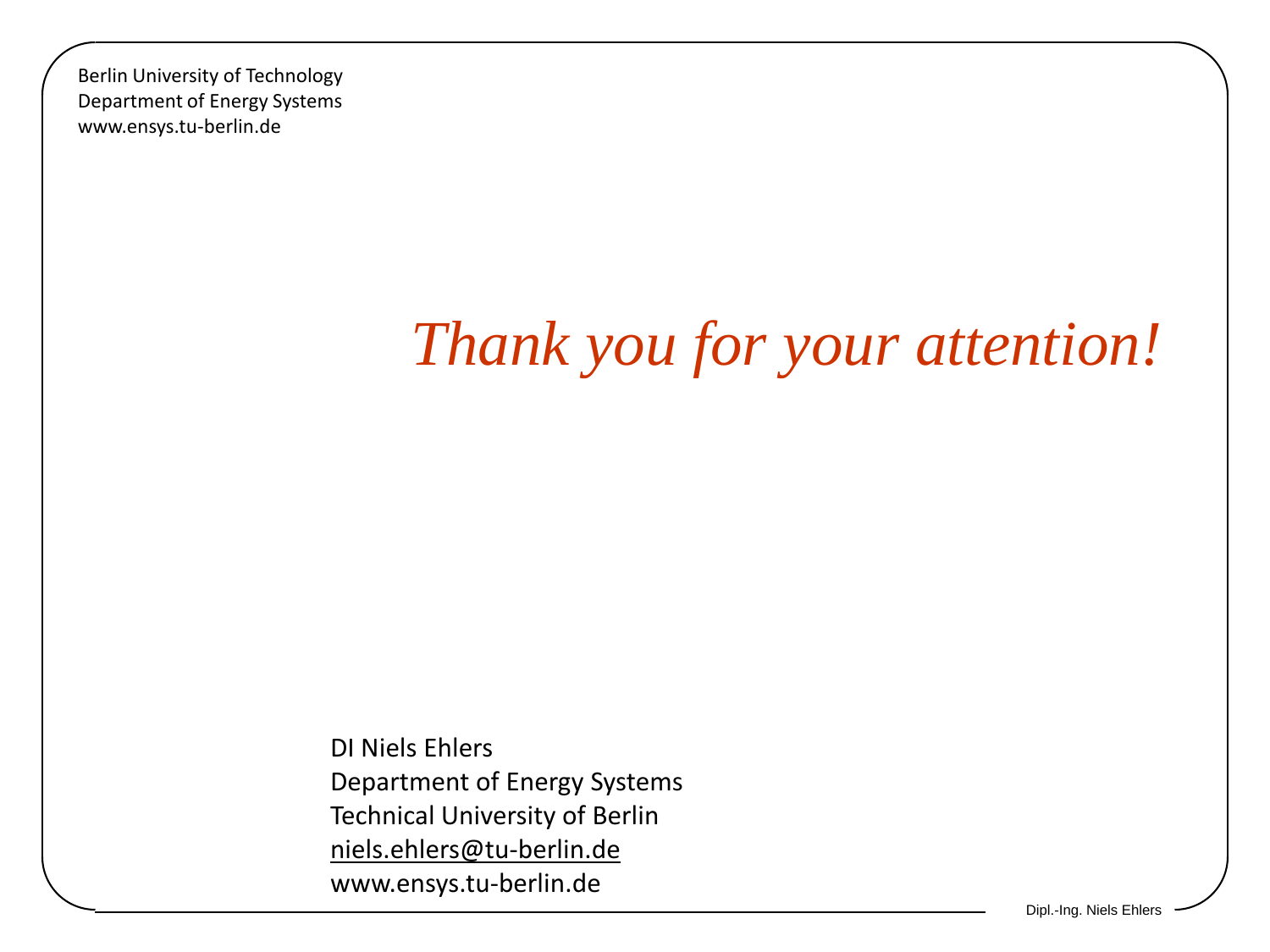Berlin University of Technology
Department of Energy Systems
www.ensys.tu-berlin.de

# *Thank you for your attention!*

DI Niels Ehlers
Department of Energy Systems
Technical University of Berlin
niels.ehlers@tu-berlin.de
www.ensys.tu-berlin.de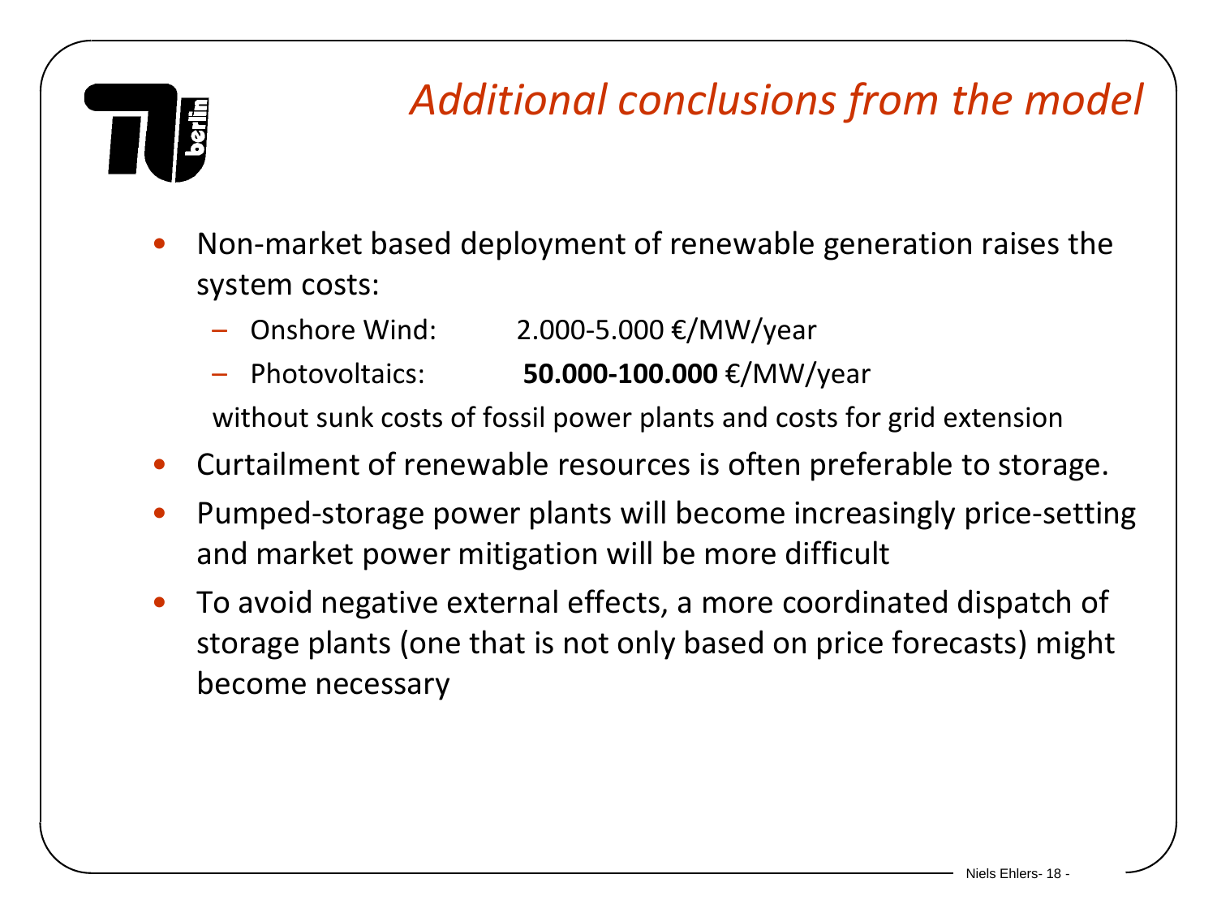# *Additional conclusions from the model*

- Non-market based deployment of renewable generation raises the system costs:
  - Onshore Wind: 2.000-5.000 €/MW/year
  - Photovoltaics: **50.000-100.000** €/MW/year

  without sunk costs of fossil power plants and costs for grid extension
- Curtailment of renewable resources is often preferable to storage.
- Pumped-storage power plants will become increasingly price-setting and market power mitigation will be more difficult
- To avoid negative external effects, a more coordinated dispatch of storage plants (one that is not only based on price forecasts) might become necessary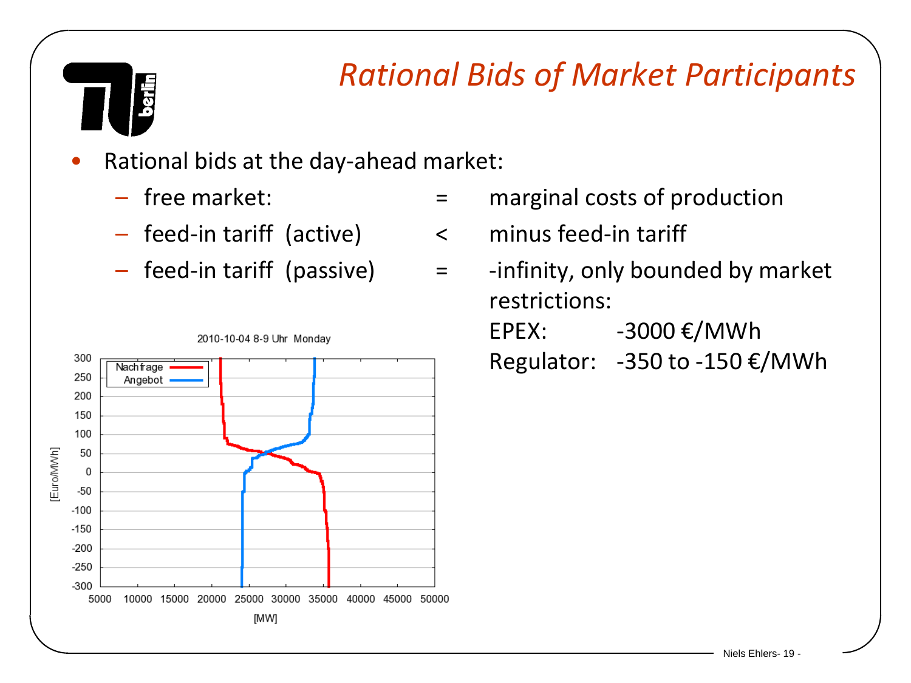# *Rational Bids of Market Participants*

- Rational bids at the day-ahead market:
  - free market: = marginal costs of production
  - feed-in tariff (active) < minus feed-in tariff
  - feed-in tariff (passive) = -infinity, only bounded by market restrictions:

    EPEX: -3000 €/MWh

    Regulator: -350 to -150 €/MWh

2010-10-04 8-9 Uhr Monday

Nachfrage, Angebot

[Euro/MWh]

[MW]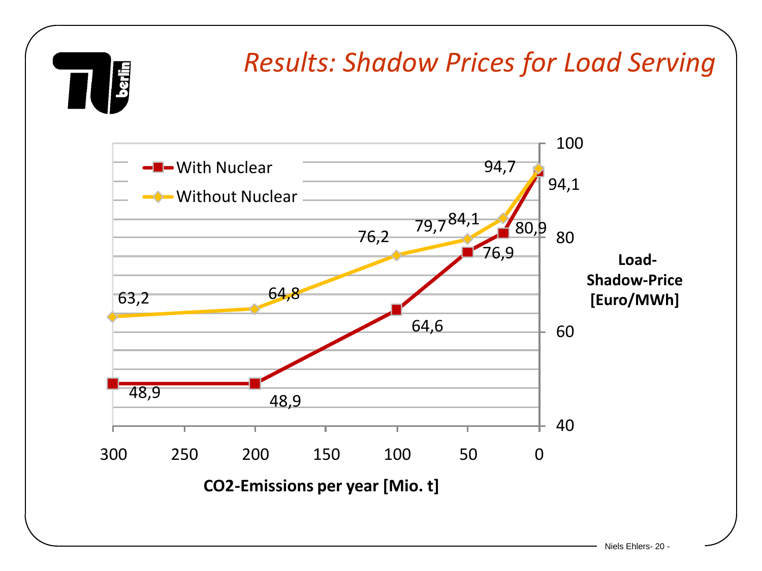# Results: Shadow Prices for Load Serving

With Nuclear

Without Nuclear

63,2

64,8

76,2

79,7

84,1

94,7

94,1

80,9

76,9

64,6

48,9

48,9

100

80

60

40

Load-Shadow-Price [Euro/MWh]

300 250 200 150 100 50 0

$CO_2$-Emissions per year [Mio. t]